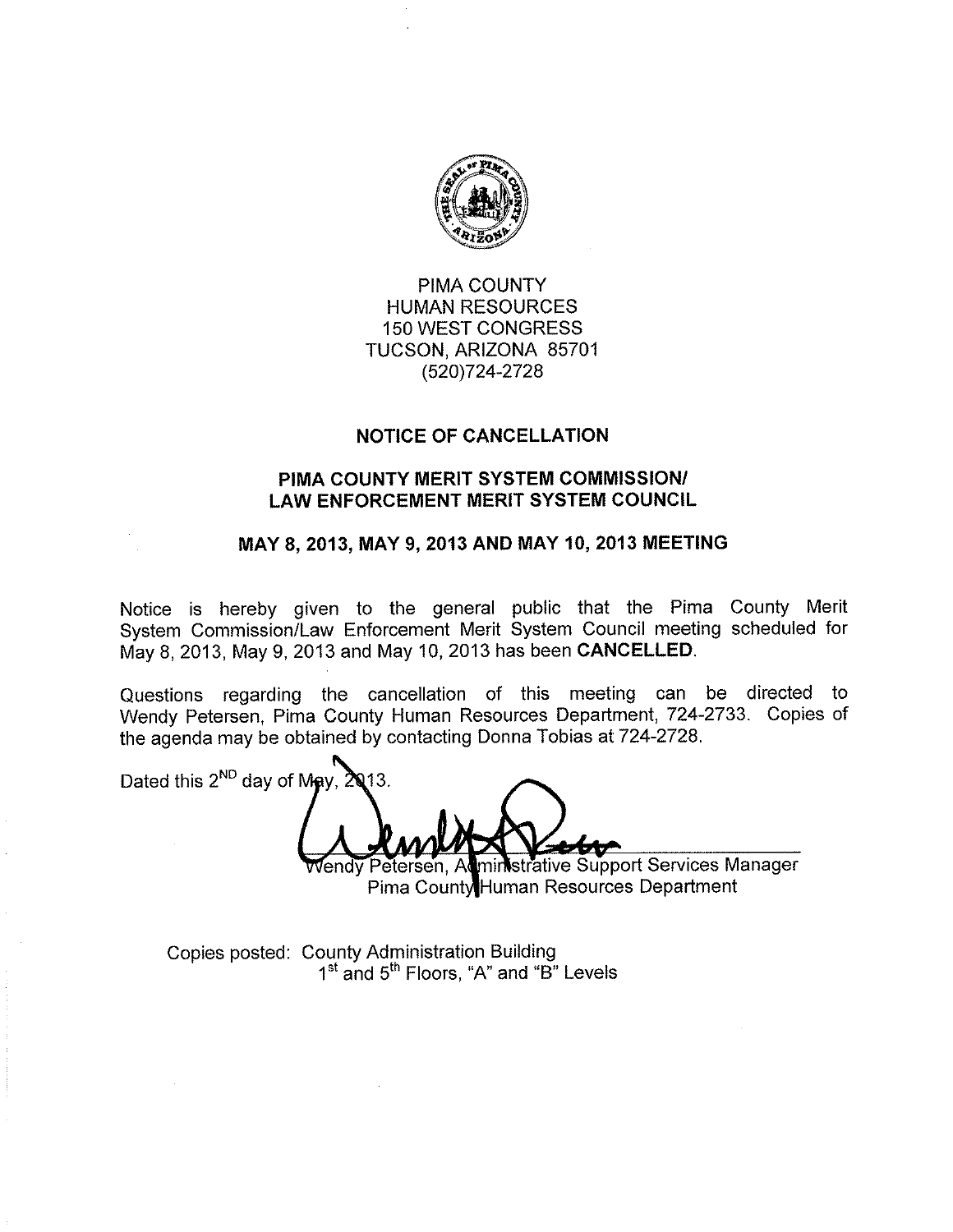PIMA COUNTY
HUMAN RESOURCES
150 WEST CONGRESS
TUCSON, ARIZONA 85701
(520)724-2728

## NOTICE OF CANCELLATION

## PIMA COUNTY MERIT SYSTEM COMMISSION/ LAW ENFORCEMENT MERIT SYSTEM COUNCIL

## MAY 8, 2013, MAY 9, 2013 AND MAY 10, 2013 MEETING

Notice is hereby given to the general public that the Pima County Merit System Commission/Law Enforcement Merit System Council meeting scheduled for May 8, 2013, May 9, 2013 and May 10, 2013 has been **CANCELLED**.

Questions regarding the cancellation of this meeting can be directed to Wendy Petersen, Pima County Human Resources Department, 724-2733. Copies of the agenda may be obtained by contacting Donna Tobias at 724-2728.

Dated this 2ND day of May, 2013.

Wendy Petersen, Administrative Support Services Manager
Pima County Human Resources Department

Copies posted: County Administration Building
1st and 5th Floors, "A" and "B" Levels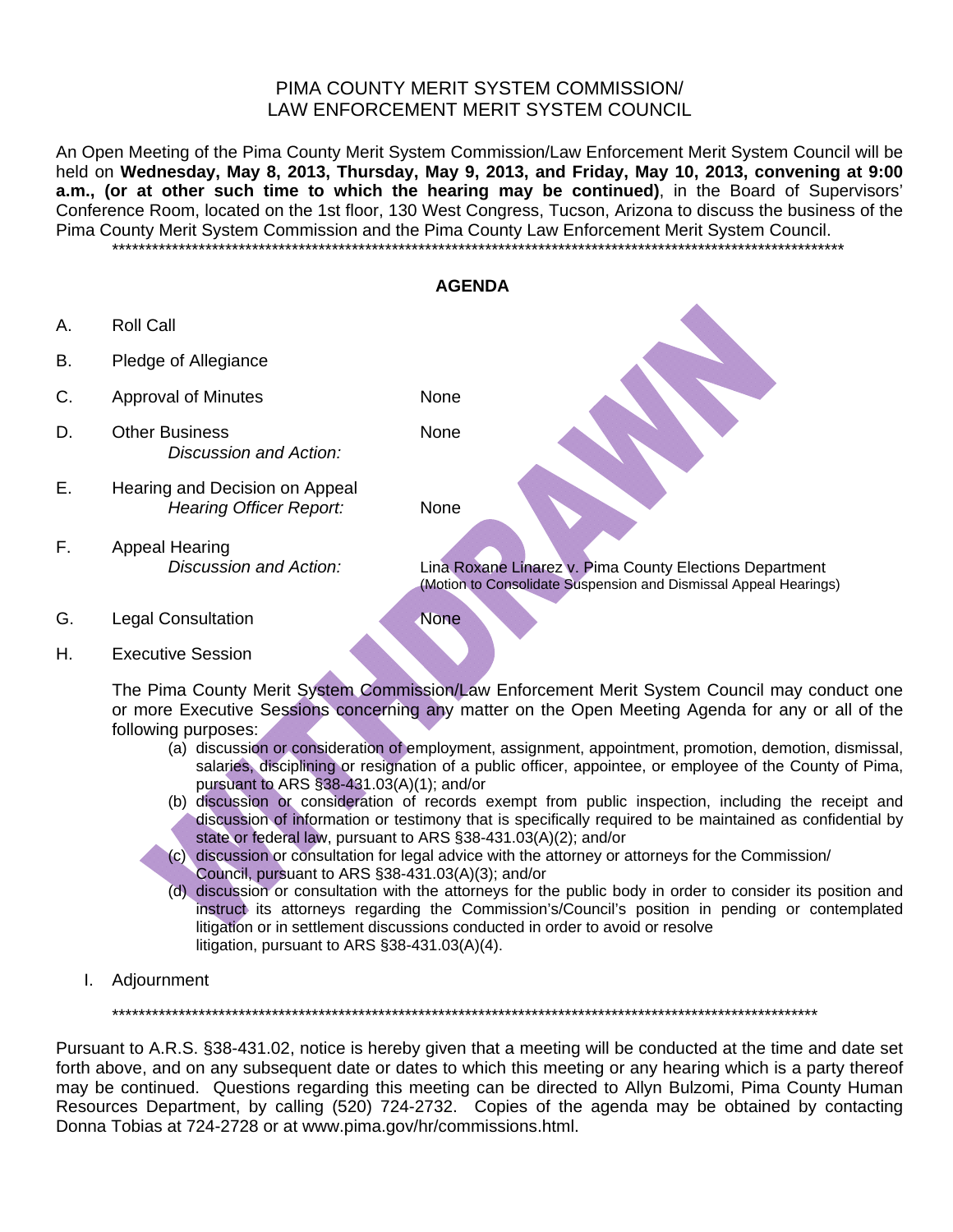# PIMA COUNTY MERIT SYSTEM COMMISSION/ LAW ENFORCEMENT MERIT SYSTEM COUNCIL

An Open Meeting of the Pima County Merit System Commission/Law Enforcement Merit System Council will be held on **Wednesday, May 8, 2013, Thursday, May 9, 2013, and Friday, May 10, 2013, convening at 9:00 a.m., (or at other such time to which the hearing may be continued)**, in the Board of Supervisors' Conference Room, located on the 1st floor, 130 West Congress, Tucson, Arizona to discuss the business of the Pima County Merit System Commission and the Pima County Law Enforcement Merit System Council.

***************************************************************************************************************

WITHDRAWN

## AGENDA

A. Roll Call

B. Pledge of Allegiance

C. Approval of Minutes — None

D. Other Business
*Discussion and Action:* None

E. Hearing and Decision on Appeal
*Hearing Officer Report:* None

F. Appeal Hearing
*Discussion and Action:* Lina Roxane Linarez v. Pima County Elections Department
(Motion to Consolidate Suspension and Dismissal Appeal Hearings)

G. Legal Consultation — None

H. Executive Session

The Pima County Merit System Commission/Law Enforcement Merit System Council may conduct one or more Executive Sessions concerning any matter on the Open Meeting Agenda for any or all of the following purposes:

(a) discussion or consideration of employment, assignment, appointment, promotion, demotion, dismissal, salaries, disciplining or resignation of a public officer, appointee, or employee of the County of Pima, pursuant to ARS §38-431.03(A)(1); and/or

(b) discussion or consideration of records exempt from public inspection, including the receipt and discussion of information or testimony that is specifically required to be maintained as confidential by state or federal law, pursuant to ARS §38-431.03(A)(2); and/or

(c) discussion or consultation for legal advice with the attorney or attorneys for the Commission/ Council, pursuant to ARS §38-431.03(A)(3); and/or

(d) discussion or consultation with the attorneys for the public body in order to consider its position and instruct its attorneys regarding the Commission's/Council's position in pending or contemplated litigation or in settlement discussions conducted in order to avoid or resolve litigation, pursuant to ARS §38-431.03(A)(4).

I. Adjournment

***************************************************************************************************************

Pursuant to A.R.S. §38-431.02, notice is hereby given that a meeting will be conducted at the time and date set forth above, and on any subsequent date or dates to which this meeting or any hearing which is a party thereof may be continued. Questions regarding this meeting can be directed to Allyn Bulzomi, Pima County Human Resources Department, by calling (520) 724-2732. Copies of the agenda may be obtained by contacting Donna Tobias at 724-2728 or at www.pima.gov/hr/commissions.html.